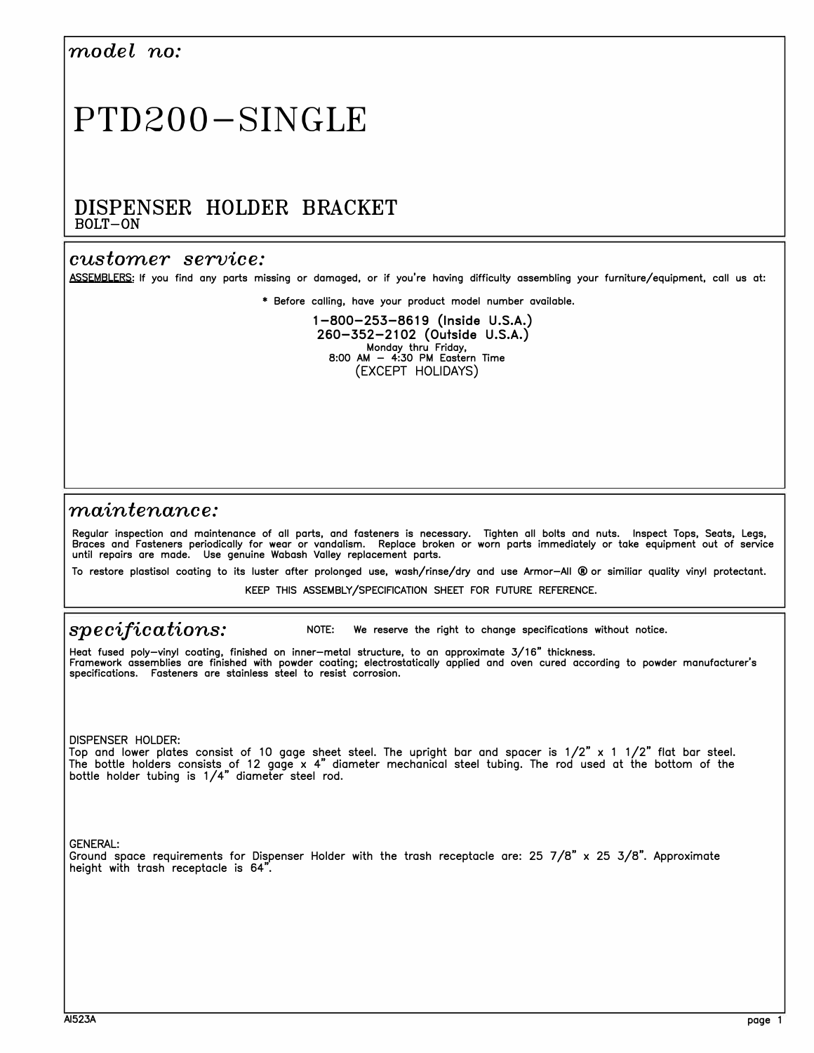## *model no:*

# PTD200–SINGLE

## DISPENSER HOLDER BRACKET

BOLT–ON

## *customer service:*

ASSEMBLERS: If you find any parts missing or damaged, or if you're having difficulty assembling your furniture/equipment, call us at:

* Before calling, have your product model number available.

**1–800–253–8619 (Inside U.S.A.)**
**260–352–2102 (Outside U.S.A.)**
Monday thru Friday,
8:00 AM – 4:30 PM Eastern Time
(EXCEPT HOLIDAYS)

## *maintenance:*

Regular inspection and maintenance of all parts, and fasteners is necessary. Tighten all bolts and nuts. Inspect Tops, Seats, Legs, Braces and Fasteners periodically for wear or vandalism. Replace broken or worn parts immediately or take equipment out of service until repairs are made. Use genuine Wabash Valley replacement parts.

To restore plastisol coating to its luster after prolonged use, wash/rinse/dry and use Armor–All ® or similiar quality vinyl protectant.

KEEP THIS ASSEMBLY/SPECIFICATION SHEET FOR FUTURE REFERENCE.

## *specifications:*

NOTE: We reserve the right to change specifications without notice.

Heat fused poly–vinyl coating, finished on inner–metal structure, to an approximate 3/16" thickness.
Framework assemblies are finished with powder coating; electrostatically applied and oven cured according to powder manufacturer's specifications. Fasteners are stainless steel to resist corrosion.

DISPENSER HOLDER:
Top and lower plates consist of 10 gage sheet steel. The upright bar and spacer is 1/2" x 1 1/2" flat bar steel. The bottle holders consists of 12 gage x 4" diameter mechanical steel tubing. The rod used at the bottom of the bottle holder tubing is 1/4" diameter steel rod.

GENERAL:
Ground space requirements for Dispenser Holder with the trash receptacle are: 25 7/8" x 25 3/8". Approximate height with trash receptacle is 64".

AI523A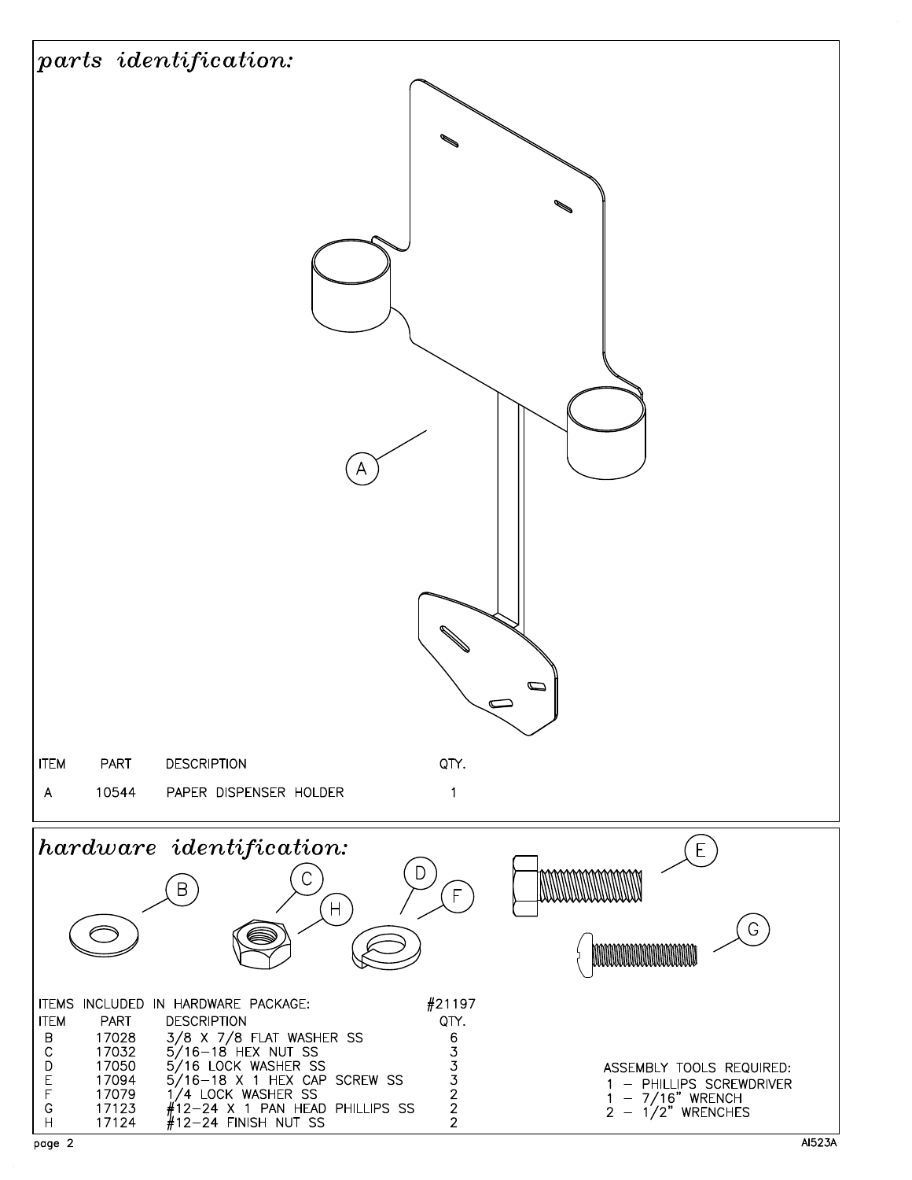## *parts identification:*

| ITEM | PART | DESCRIPTION | QTY. |
|---|---|---|---|
| A | 10544 | PAPER DISPENSER HOLDER | 1 |

## *hardware identification:*

ITEMS INCLUDED IN HARDWARE PACKAGE: #21197

| ITEM | PART | DESCRIPTION | QTY. |
|---|---|---|---|
| B | 17028 | 3/8 X 7/8 FLAT WASHER SS | 6 |
| C | 17032 | 5/16-18 HEX NUT SS | 3 |
| D | 17050 | 5/16 LOCK WASHER SS | 3 |
| E | 17094 | 5/16-18 X 1 HEX CAP SCREW SS | 3 |
| F | 17079 | 1/4 LOCK WASHER SS | 2 |
| G | 17123 | #12-24 X 1 PAN HEAD PHILLIPS SS | 2 |
| H | 17124 | #12-24 FINISH NUT SS | 2 |

ASSEMBLY TOOLS REQUIRED:
1 - PHILLIPS SCREWDRIVER
1 - 7/16" WRENCH
2 - 1/2" WRENCHES

AI523A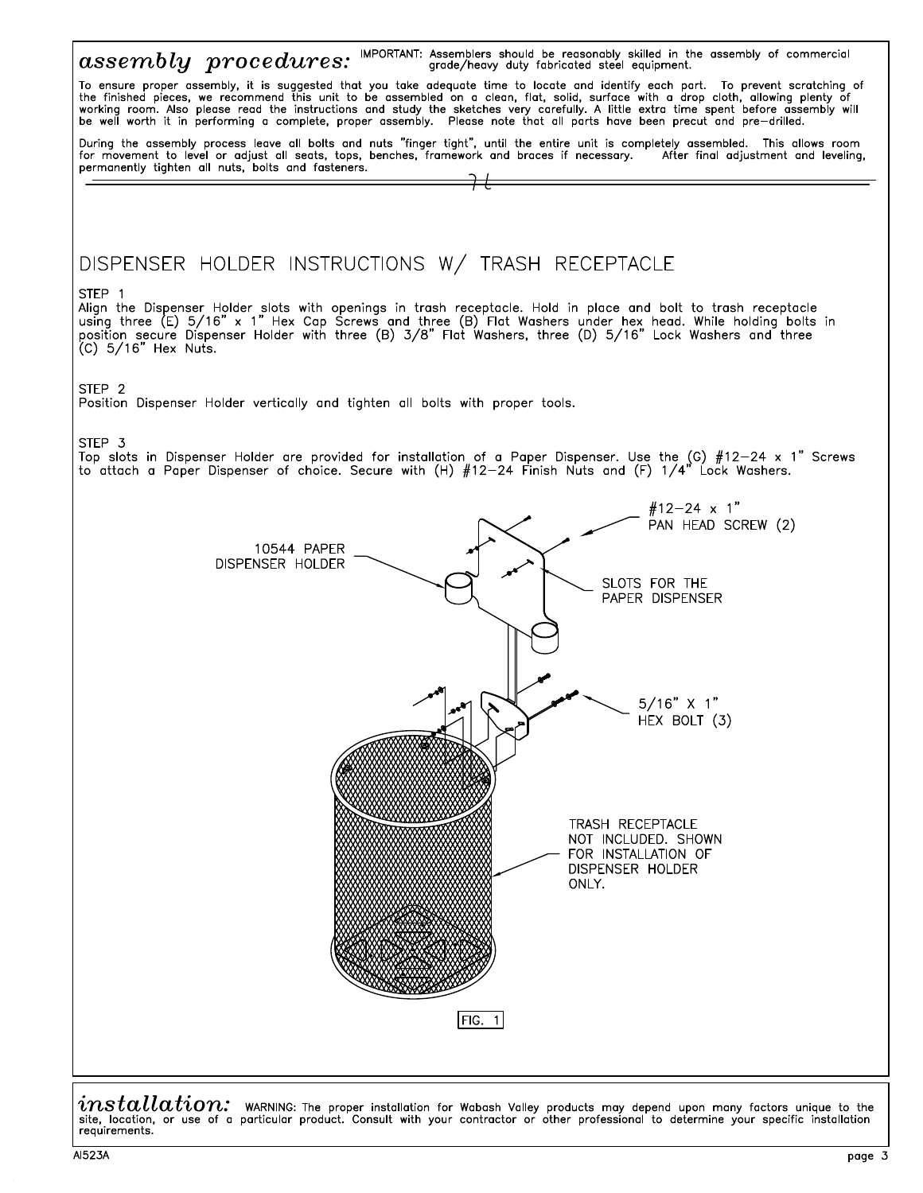## *assembly procedures:*

IMPORTANT: Assemblers should be reasonably skilled in the assembly of commercial grade/heavy duty fabricated steel equipment.

To ensure proper assembly, it is suggested that you take adequate time to locate and identify each part. To prevent scratching of the finished pieces, we recommend this unit to be assembled on a clean, flat, solid, surface with a drop cloth, allowing plenty of working room. Also please read the instructions and study the sketches very carefully. A little extra time spent before assembly will be well worth it in performing a complete, proper assembly. Please note that all parts have been precut and pre-drilled.

During the assembly process leave all bolts and nuts "finger tight", until the entire unit is completely assembled. This allows room for movement to level or adjust all seats, tops, benches, framework and braces if necessary. After final adjustment and leveling, permanently tighten all nuts, bolts and fasteners.

---

# DISPENSER HOLDER INSTRUCTIONS W/ TRASH RECEPTACLE

STEP 1
Align the Dispenser Holder slots with openings in trash receptacle. Hold in place and bolt to trash receptacle using three (E) 5/16" x 1" Hex Cap Screws and three (B) Flat Washers under hex head. While holding bolts in position secure Dispenser Holder with three (B) 3/8" Flat Washers, three (D) 5/16" Lock Washers and three (C) 5/16" Hex Nuts.

STEP 2
Position Dispenser Holder vertically and tighten all bolts with proper tools.

STEP 3
Top slots in Dispenser Holder are provided for installation of a Paper Dispenser. Use the (G) #12-24 x 1" Screws to attach a Paper Dispenser of choice. Secure with (H) #12-24 Finish Nuts and (F) 1/4" Lock Washers.

#12-24 x 1" PAN HEAD SCREW (2)

10544 PAPER DISPENSER HOLDER

SLOTS FOR THE PAPER DISPENSER

5/16" X 1" HEX BOLT (3)

TRASH RECEPTACLE NOT INCLUDED. SHOWN FOR INSTALLATION OF DISPENSER HOLDER ONLY.

FIG. 1

## *installation:*

WARNING: The proper installation for Wabash Valley products may depend upon many factors unique to the site, location, or use of a particular product. Consult with your contractor or other professional to determine your specific installation requirements.

AI523A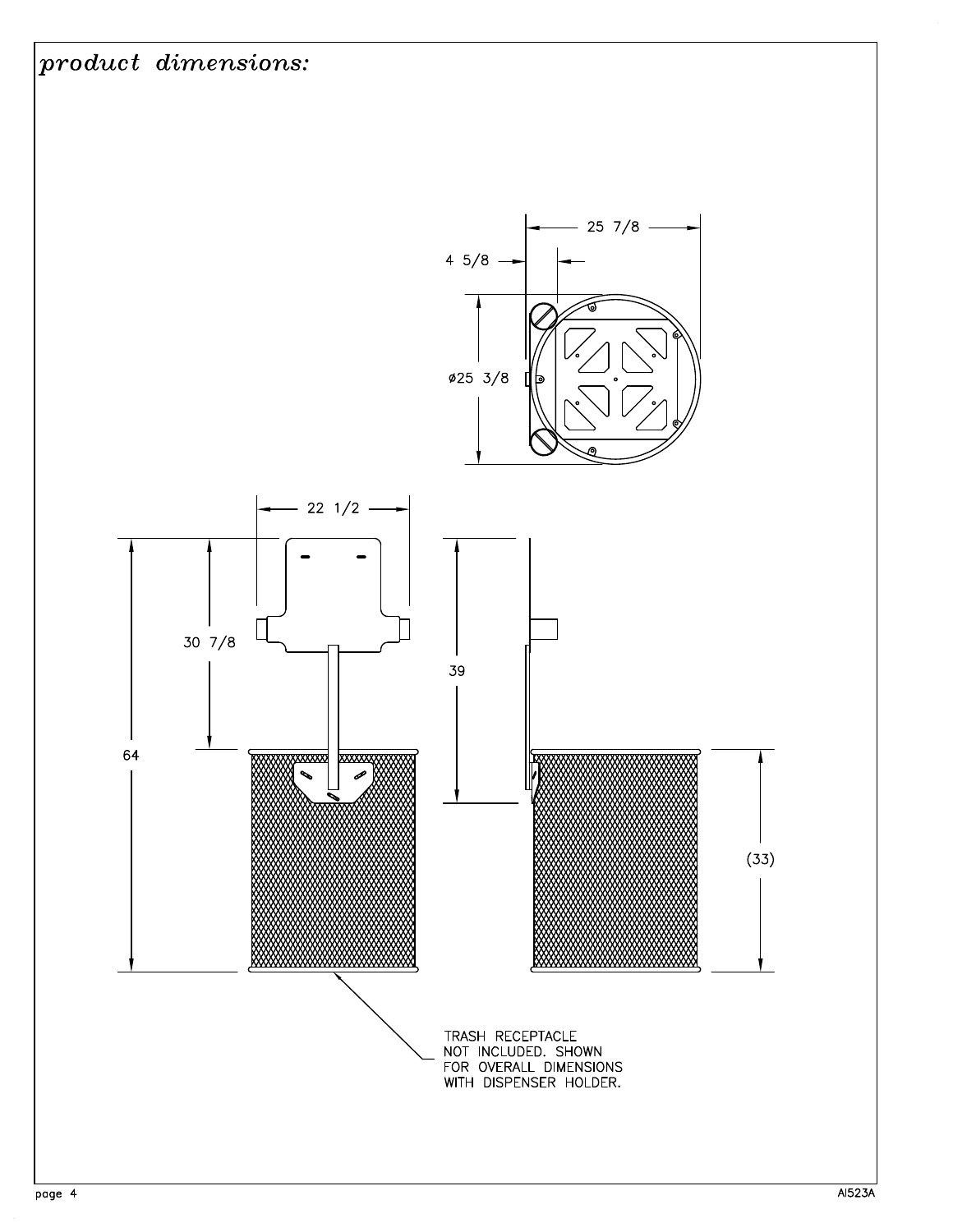*product dimensions:*

25 7/8

4 5/8

ø25 3/8

22 1/2

30 7/8

64

39

(33)

TRASH RECEPTACLE
NOT INCLUDED. SHOWN
FOR OVERALL DIMENSIONS
WITH DISPENSER HOLDER.